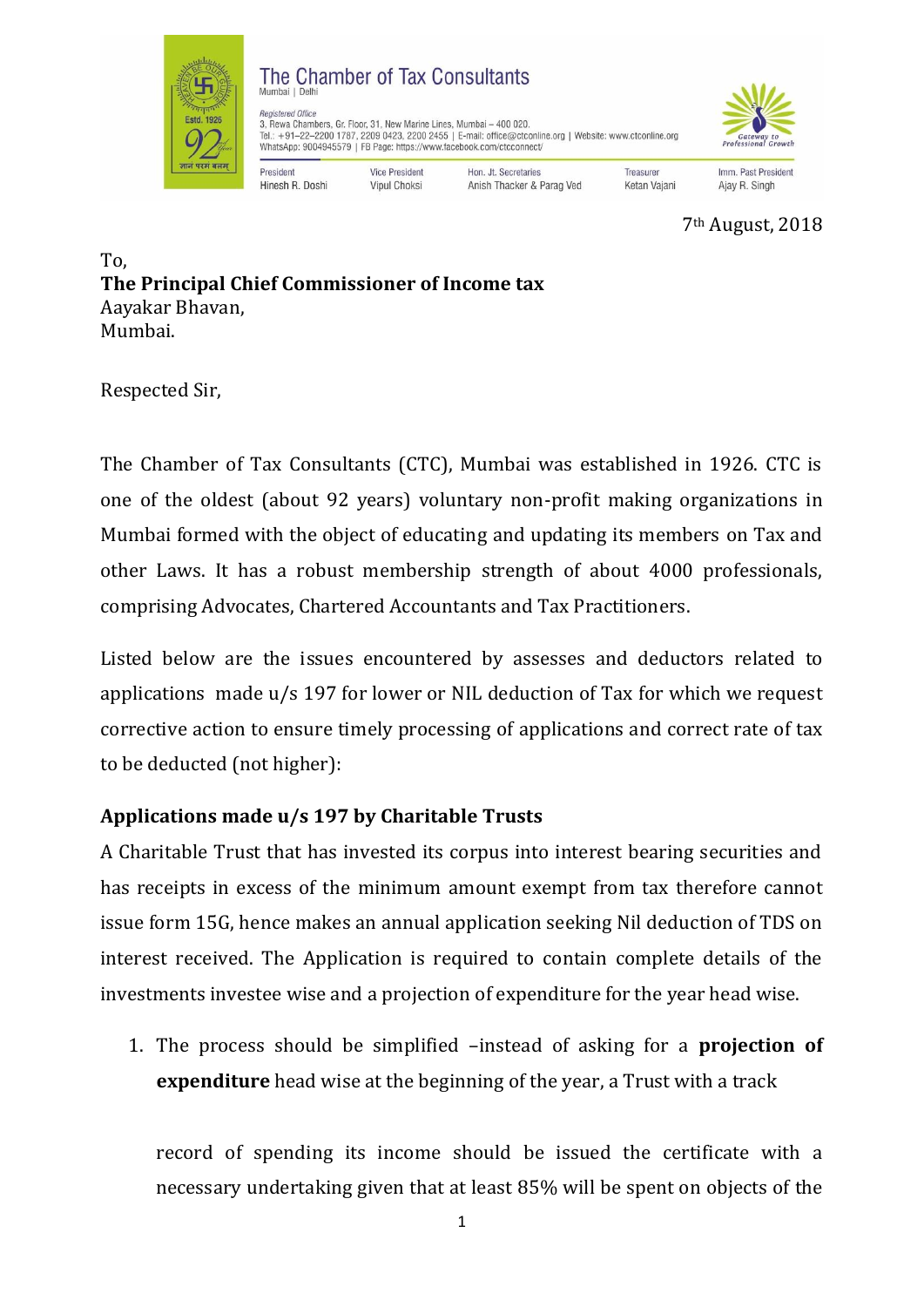The Chamber of Tax Consultants
Mumbai | Delhi

*Registered Office*
3, Rewa Chambers, Gr. Floor, 31, New Marine Lines, Mumbai – 400 020.
Tel.: +91–22–2200 1787, 2209 0423, 2200 2455 | E-mail: office@ctconline.org | Website: www.ctconline.org
WhatsApp: 9004945579 | FB Page: https://www.facebook.com/ctcconnect/

| President | Vice President | Hon. Jt. Secretaries | Treasurer | Imm. Past President |
| --- | --- | --- | --- | --- |
| Hinesh R. Doshi | Vipul Choksi | Anish Thacker & Parag Ved | Ketan Vajani | Ajay R. Singh |

7th August, 2018

To,
**The Principal Chief Commissioner of Income tax**
Aayakar Bhavan,
Mumbai.

Respected Sir,

The Chamber of Tax Consultants (CTC), Mumbai was established in 1926. CTC is one of the oldest (about 92 years) voluntary non-profit making organizations in Mumbai formed with the object of educating and updating its members on Tax and other Laws. It has a robust membership strength of about 4000 professionals, comprising Advocates, Chartered Accountants and Tax Practitioners.

Listed below are the issues encountered by assesses and deductors related to applications made u/s 197 for lower or NIL deduction of Tax for which we request corrective action to ensure timely processing of applications and correct rate of tax to be deducted (not higher):

**Applications made u/s 197 by Charitable Trusts**

A Charitable Trust that has invested its corpus into interest bearing securities and has receipts in excess of the minimum amount exempt from tax therefore cannot issue form 15G, hence makes an annual application seeking Nil deduction of TDS on interest received. The Application is required to contain complete details of the investments investee wise and a projection of expenditure for the year head wise.

1. The process should be simplified –instead of asking for a **projection of expenditure** head wise at the beginning of the year, a Trust with a track record of spending its income should be issued the certificate with a necessary undertaking given that at least 85% will be spent on objects of the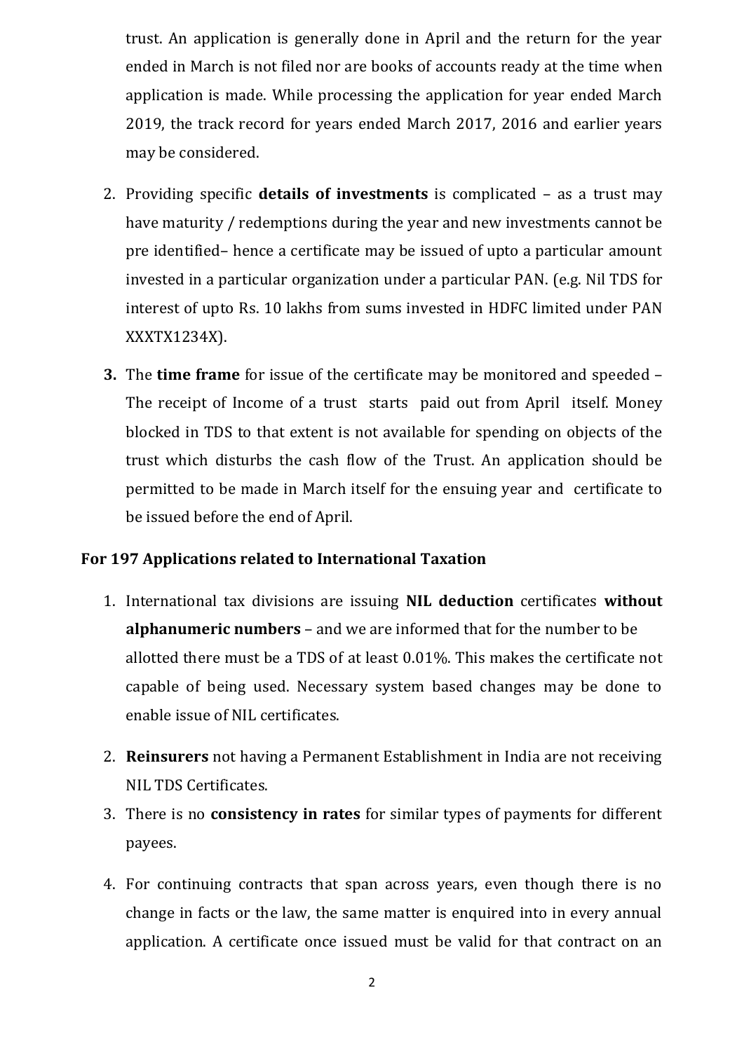trust. An application is generally done in April and the return for the year ended in March is not filed nor are books of accounts ready at the time when application is made. While processing the application for year ended March 2019, the track record for years ended March 2017, 2016 and earlier years may be considered.

2. Providing specific **details of investments** is complicated – as a trust may have maturity / redemptions during the year and new investments cannot be pre identified– hence a certificate may be issued of upto a particular amount invested in a particular organization under a particular PAN. (e.g. Nil TDS for interest of upto Rs. 10 lakhs from sums invested in HDFC limited under PAN XXXTX1234X).

3. The **time frame** for issue of the certificate may be monitored and speeded – The receipt of Income of a trust starts paid out from April itself. Money blocked in TDS to that extent is not available for spending on objects of the trust which disturbs the cash flow of the Trust. An application should be permitted to be made in March itself for the ensuing year and certificate to be issued before the end of April.

**For 197 Applications related to International Taxation**

1. International tax divisions are issuing **NIL deduction** certificates **without alphanumeric numbers** – and we are informed that for the number to be allotted there must be a TDS of at least 0.01%. This makes the certificate not capable of being used. Necessary system based changes may be done to enable issue of NIL certificates.

2. **Reinsurers** not having a Permanent Establishment in India are not receiving NIL TDS Certificates.

3. There is no **consistency in rates** for similar types of payments for different payees.

4. For continuing contracts that span across years, even though there is no change in facts or the law, the same matter is enquired into in every annual application. A certificate once issued must be valid for that contract on an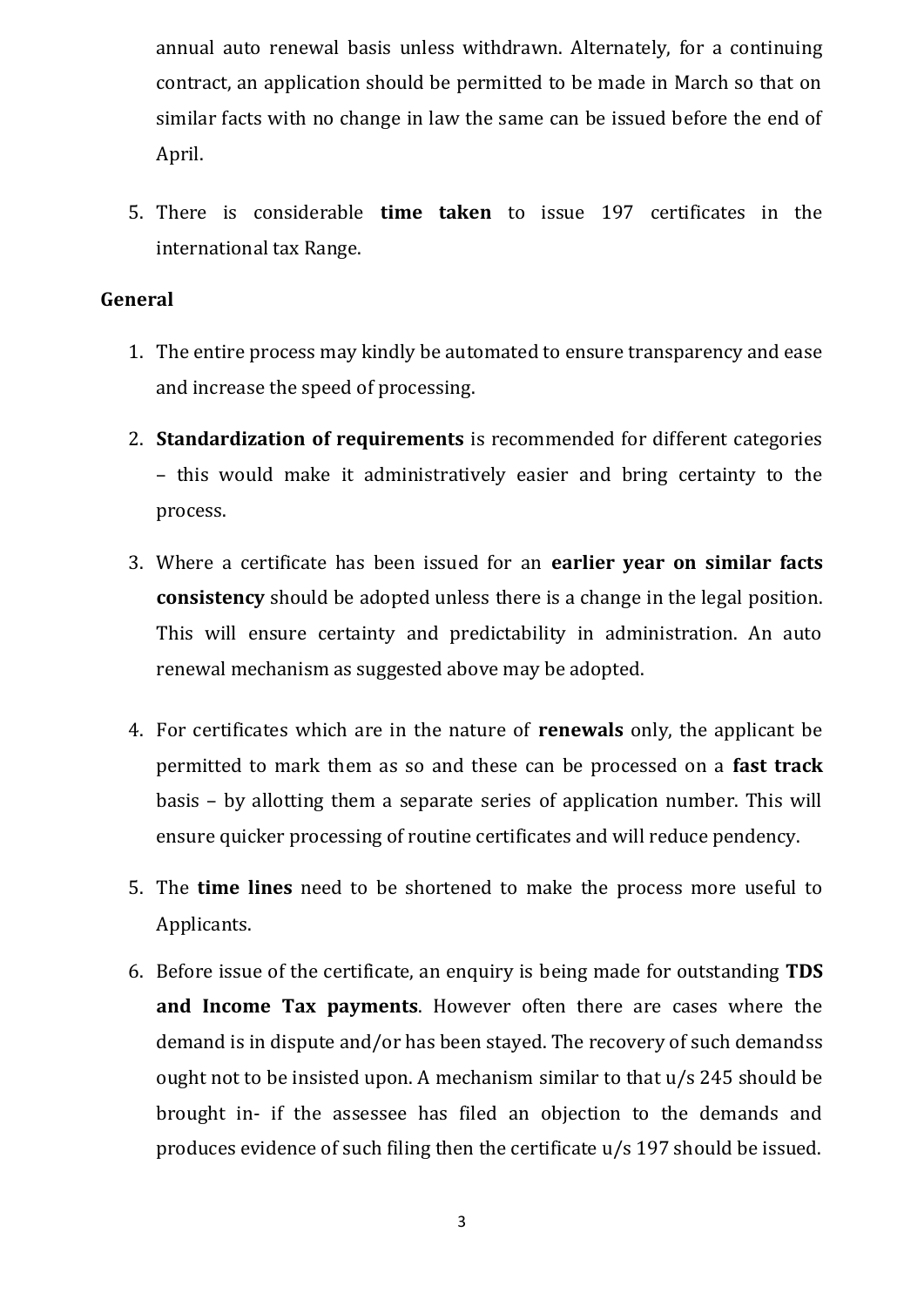annual auto renewal basis unless withdrawn. Alternately, for a continuing contract, an application should be permitted to be made in March so that on similar facts with no change in law the same can be issued before the end of April.

5. There is considerable **time taken** to issue 197 certificates in the international tax Range.

**General**

1. The entire process may kindly be automated to ensure transparency and ease and increase the speed of processing.

2. **Standardization of requirements** is recommended for different categories – this would make it administratively easier and bring certainty to the process.

3. Where a certificate has been issued for an **earlier year on similar facts consistency** should be adopted unless there is a change in the legal position. This will ensure certainty and predictability in administration. An auto renewal mechanism as suggested above may be adopted.

4. For certificates which are in the nature of **renewals** only, the applicant be permitted to mark them as so and these can be processed on a **fast track** basis – by allotting them a separate series of application number. This will ensure quicker processing of routine certificates and will reduce pendency.

5. The **time lines** need to be shortened to make the process more useful to Applicants.

6. Before issue of the certificate, an enquiry is being made for outstanding **TDS and Income Tax payments**. However often there are cases where the demand is in dispute and/or has been stayed. The recovery of such demandss ought not to be insisted upon. A mechanism similar to that u/s 245 should be brought in- if the assessee has filed an objection to the demands and produces evidence of such filing then the certificate u/s 197 should be issued.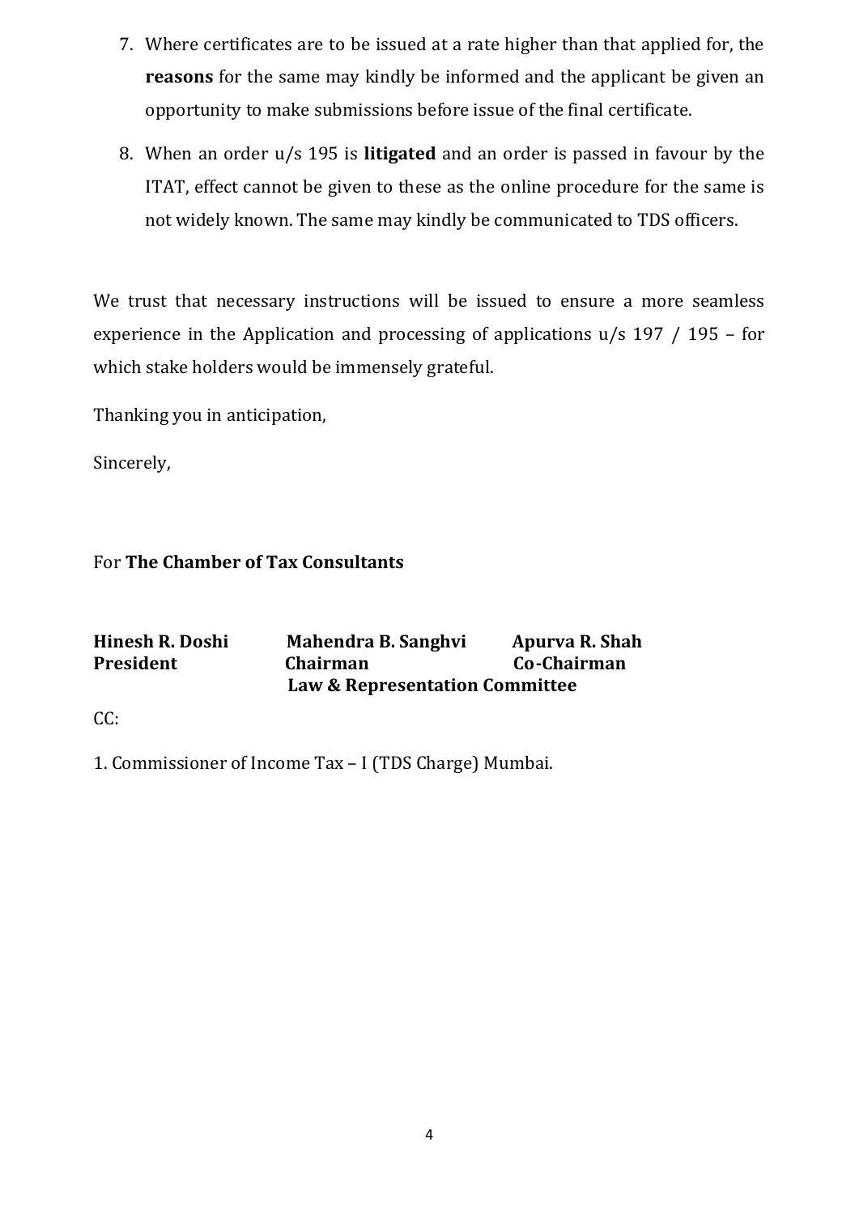7. Where certificates are to be issued at a rate higher than that applied for, the **reasons** for the same may kindly be informed and the applicant be given an opportunity to make submissions before issue of the final certificate.

8. When an order u/s 195 is **litigated** and an order is passed in favour by the ITAT, effect cannot be given to these as the online procedure for the same is not widely known. The same may kindly be communicated to TDS officers.

We trust that necessary instructions will be issued to ensure a more seamless experience in the Application and processing of applications u/s 197 / 195 – for which stake holders would be immensely grateful.

Thanking you in anticipation,

Sincerely,

For **The Chamber of Tax Consultants**

| | | |
|---|---|---|
| **Hinesh R. Doshi** | **Mahendra B. Sanghvi** | **Apurva R. Shah** |
| **President** | **Chairman** | **Co-Chairman** |
| | **Law & Representation Committee** | |

CC:

1. Commissioner of Income Tax – I (TDS Charge) Mumbai.